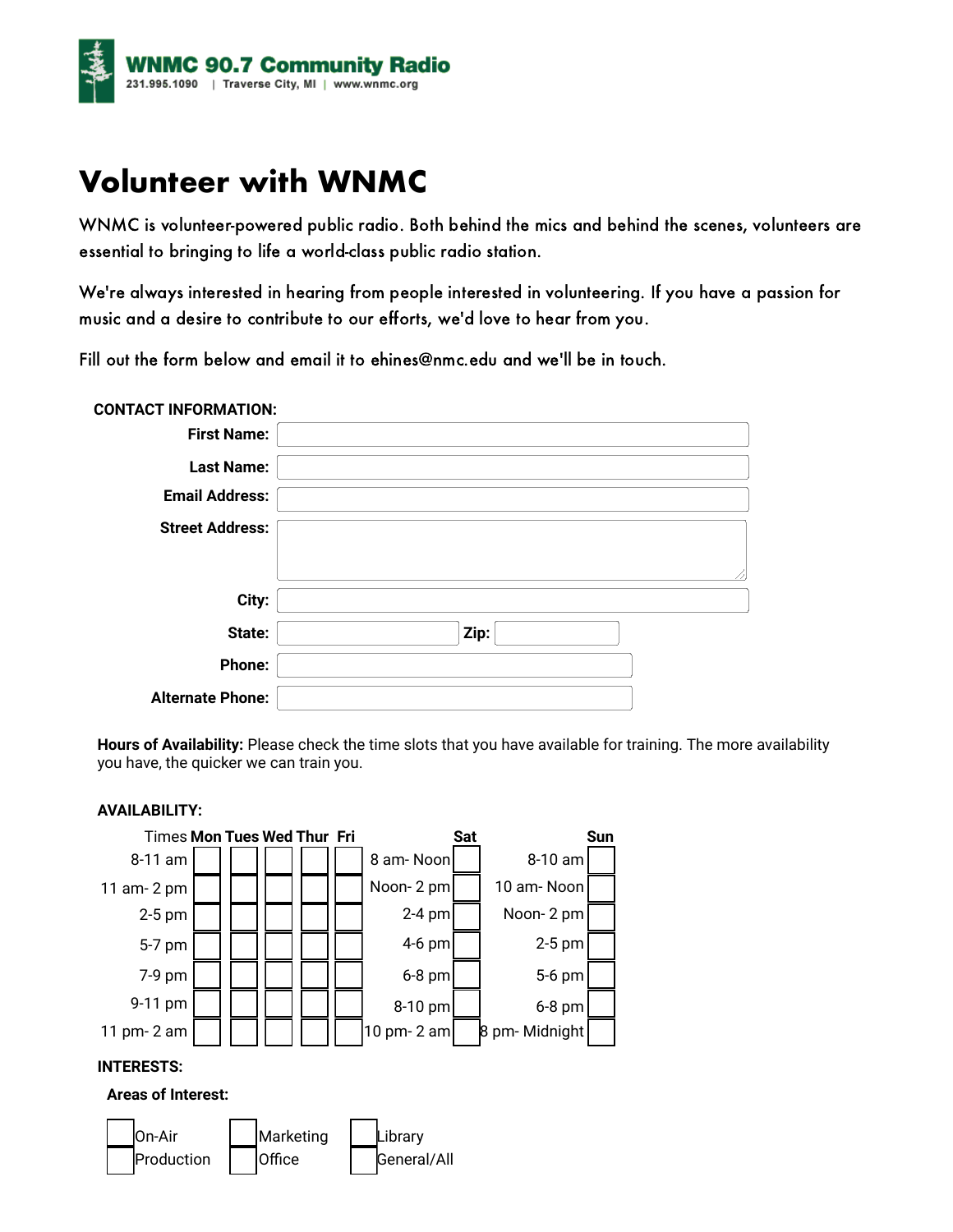WNMC 90.7 Community Radio
231.995.1090 | Traverse City, MI | www.wnmc.org

# Volunteer with WNMC

WNMC is volunteer-powered public radio. Both behind the mics and behind the scenes, volunteers are essential to bringing to life a world-class public radio station.

We're always interested in hearing from people interested in volunteering. If you have a passion for music and a desire to contribute to our efforts, we'd love to hear from you.

Fill out the form below and email it to ehines@nmc.edu and we'll be in touch.

**CONTACT INFORMATION:**

**First Name:**

**Last Name:**

**Email Address:**

**Street Address:**

**City:**

**State:** **Zip:**

**Phone:**

**Alternate Phone:**

**Hours of Availability:** Please check the time slots that you have available for training. The more availability you have, the quicker we can train you.

**AVAILABILITY:**

| Times | **Mon** | **Tues** | **Wed** | **Thur** | **Fri** | | **Sat** | | **Sun** |
|---|---|---|---|---|---|---|---|---|---|
| 8-11 am | ☐ | ☐ | ☐ | ☐ | ☐ | 8 am- Noon | ☐ | 8-10 am | ☐ |
| 11 am- 2 pm | ☐ | ☐ | ☐ | ☐ | ☐ | Noon- 2 pm | ☐ | 10 am- Noon | ☐ |
| 2-5 pm | ☐ | ☐ | ☐ | ☐ | ☐ | 2-4 pm | ☐ | Noon- 2 pm | ☐ |
| 5-7 pm | ☐ | ☐ | ☐ | ☐ | ☐ | 4-6 pm | ☐ | 2-5 pm | ☐ |
| 7-9 pm | ☐ | ☐ | ☐ | ☐ | ☐ | 6-8 pm | ☐ | 5-6 pm | ☐ |
| 9-11 pm | ☐ | ☐ | ☐ | ☐ | ☐ | 8-10 pm | ☐ | 6-8 pm | ☐ |
| 11 pm- 2 am | ☐ | ☐ | ☐ | ☐ | ☐ | 10 pm- 2 am | ☐ | 8 pm- Midnight | ☐ |

**INTERESTS:**

**Areas of Interest:**

- ☐ On-Air
- ☐ Production
- ☐ Marketing
- ☐ Office
- ☐ Library
- ☐ General/All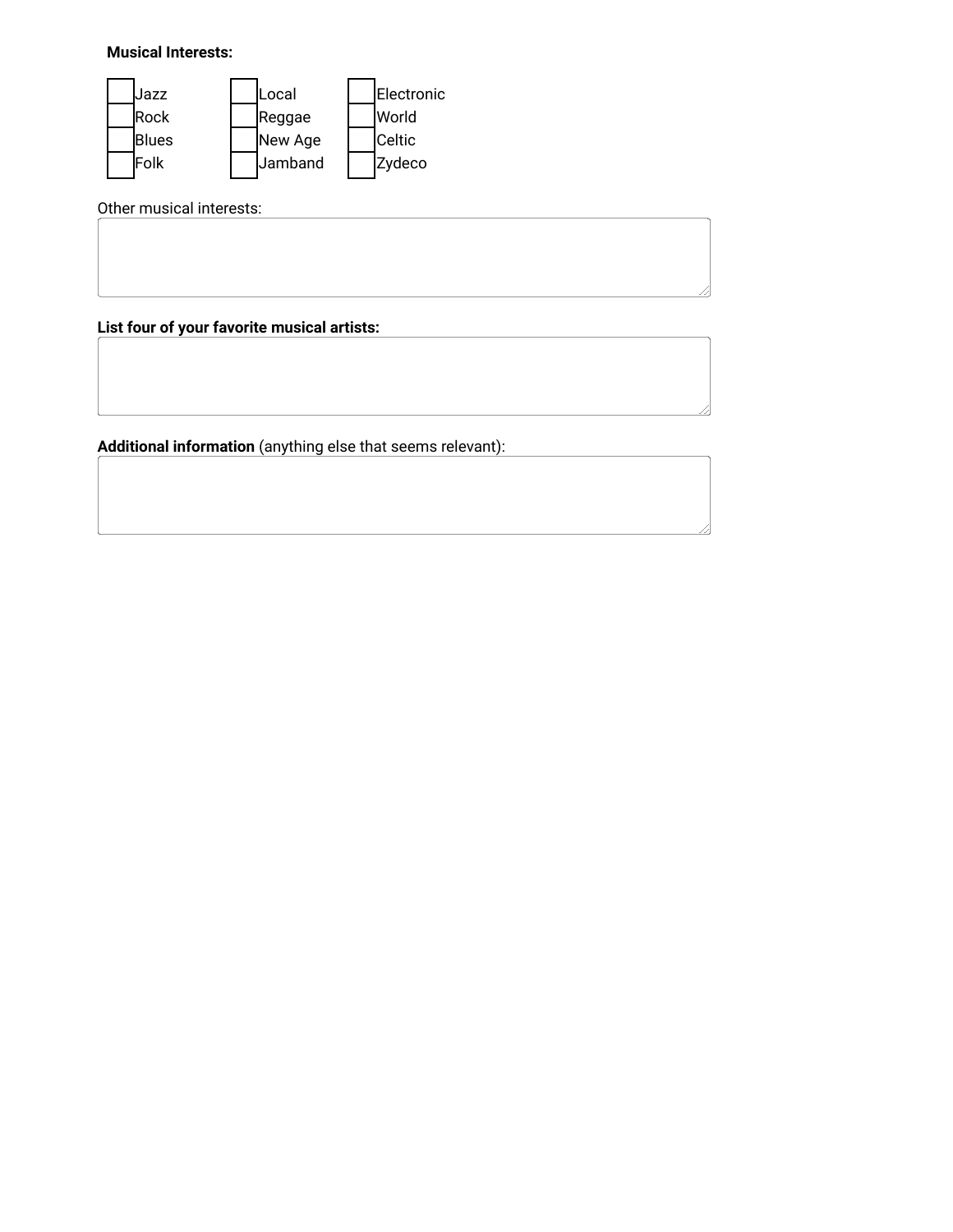**Musical Interests:**

- [ ] Jazz
- [ ] Rock
- [ ] Blues
- [ ] Folk
- [ ] Local
- [ ] Reggae
- [ ] New Age
- [ ] Jamband
- [ ] Electronic
- [ ] World
- [ ] Celtic
- [ ] Zydeco

Other musical interests:

**List four of your favorite musical artists:**

**Additional information** (anything else that seems relevant):